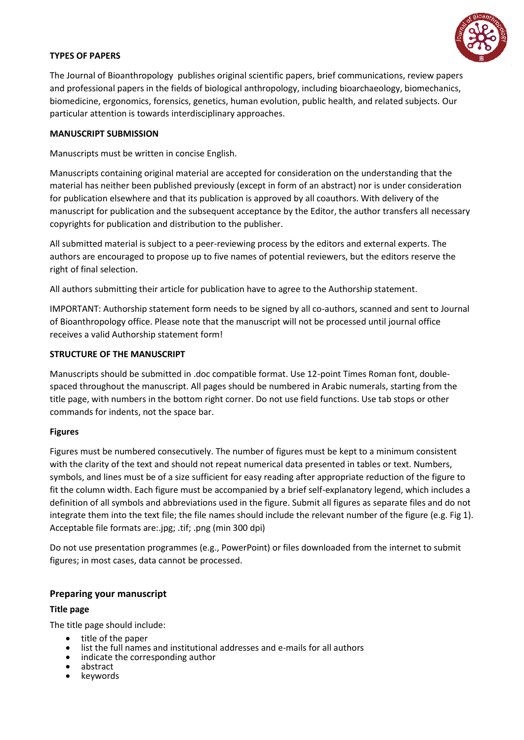**TYPES OF PAPERS**

The Journal of Bioanthropology publishes original scientific papers, brief communications, review papers and professional papers in the fields of biological anthropology, including bioarchaeology, biomechanics, biomedicine, ergonomics, forensics, genetics, human evolution, public health, and related subjects. Our particular attention is towards interdisciplinary approaches.

**MANUSCRIPT SUBMISSION**

Manuscripts must be written in concise English.

Manuscripts containing original material are accepted for consideration on the understanding that the material has neither been published previously (except in form of an abstract) nor is under consideration for publication elsewhere and that its publication is approved by all coauthors. With delivery of the manuscript for publication and the subsequent acceptance by the Editor, the author transfers all necessary copyrights for publication and distribution to the publisher.

All submitted material is subject to a peer-reviewing process by the editors and external experts. The authors are encouraged to propose up to five names of potential reviewers, but the editors reserve the right of final selection.

All authors submitting their article for publication have to agree to the Authorship statement.

IMPORTANT: Authorship statement form needs to be signed by all co-authors, scanned and sent to Journal of Bioanthropology office. Please note that the manuscript will not be processed until journal office receives a valid Authorship statement form!

**STRUCTURE OF THE MANUSCRIPT**

Manuscripts should be submitted in .doc compatible format. Use 12-point Times Roman font, double-spaced throughout the manuscript. All pages should be numbered in Arabic numerals, starting from the title page, with numbers in the bottom right corner. Do not use field functions. Use tab stops or other commands for indents, not the space bar.

**Figures**

Figures must be numbered consecutively. The number of figures must be kept to a minimum consistent with the clarity of the text and should not repeat numerical data presented in tables or text. Numbers, symbols, and lines must be of a size sufficient for easy reading after appropriate reduction of the figure to fit the column width. Each figure must be accompanied by a brief self-explanatory legend, which includes a definition of all symbols and abbreviations used in the figure. Submit all figures as separate files and do not integrate them into the text file; the file names should include the relevant number of the figure (e.g. Fig 1). Acceptable file formats are:.jpg; .tif; .png (min 300 dpi)

Do not use presentation programmes (e.g., PowerPoint) or files downloaded from the internet to submit figures; in most cases, data cannot be processed.

## Preparing your manuscript

### Title page

The title page should include:

- title of the paper
- list the full names and institutional addresses and e-mails for all authors
- indicate the corresponding author
- abstract
- keywords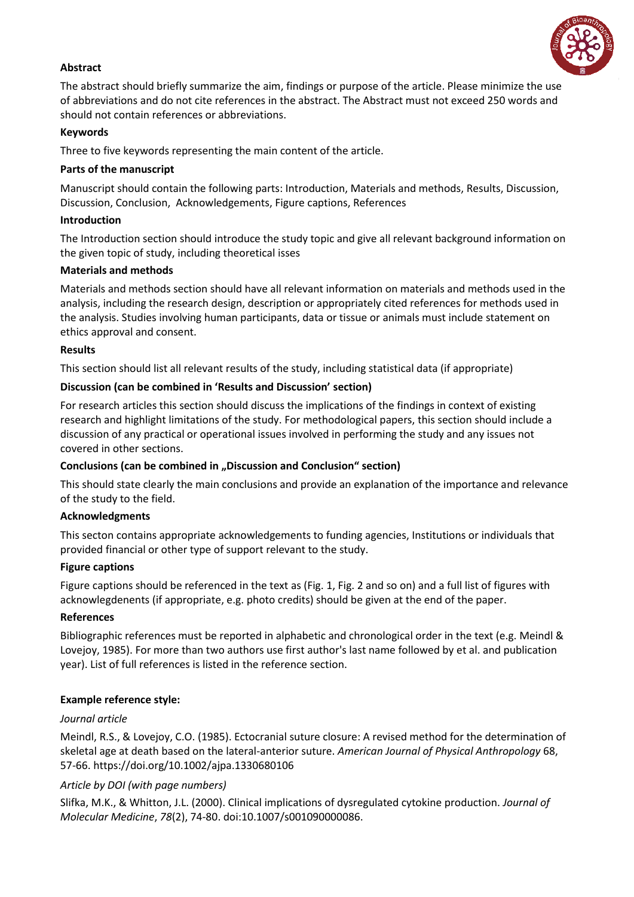**Abstract**

The abstract should briefly summarize the aim, findings or purpose of the article. Please minimize the use of abbreviations and do not cite references in the abstract. The Abstract must not exceed 250 words and should not contain references or abbreviations.

**Keywords**

Three to five keywords representing the main content of the article.

**Parts of the manuscript**

Manuscript should contain the following parts: Introduction, Materials and methods, Results, Discussion, Discussion, Conclusion, Acknowledgements, Figure captions, References

**Introduction**

The Introduction section should introduce the study topic and give all relevant background information on the given topic of study, including theoretical isses

**Materials and methods**

Materials and methods section should have all relevant information on materials and methods used in the analysis, including the research design, description or appropriately cited references for methods used in the analysis. Studies involving human participants, data or tissue or animals must include statement on ethics approval and consent.

**Results**

This section should list all relevant results of the study, including statistical data (if appropriate)

**Discussion (can be combined in 'Results and Discussion' section)**

For research articles this section should discuss the implications of the findings in context of existing research and highlight limitations of the study. For methodological papers, this section should include a discussion of any practical or operational issues involved in performing the study and any issues not covered in other sections.

**Conclusions (can be combined in „Discussion and Conclusion" section)**

This should state clearly the main conclusions and provide an explanation of the importance and relevance of the study to the field.

**Acknowledgments**

This secton contains appropriate acknowledgements to funding agencies, Institutions or individuals that provided financial or other type of support relevant to the study.

**Figure captions**

Figure captions should be referenced in the text as (Fig. 1, Fig. 2 and so on) and a full list of figures with acknowlegdenents (if appropriate, e.g. photo credits) should be given at the end of the paper.

**References**

Bibliographic references must be reported in alphabetic and chronological order in the text (e.g. Meindl & Lovejoy, 1985). For more than two authors use first author's last name followed by et al. and publication year). List of full references is listed in the reference section.

**Example reference style:**

*Journal article*

Meindl, R.S., & Lovejoy, C.O. (1985). Ectocranial suture closure: A revised method for the determination of skeletal age at death based on the lateral-anterior suture. *American Journal of Physical Anthropology* 68, 57-66. https://doi.org/10.1002/ajpa.1330680106

*Article by DOI (with page numbers)*

Slifka, M.K., & Whitton, J.L. (2000). Clinical implications of dysregulated cytokine production. *Journal of Molecular Medicine*, *78*(2), 74-80. doi:10.1007/s001090000086.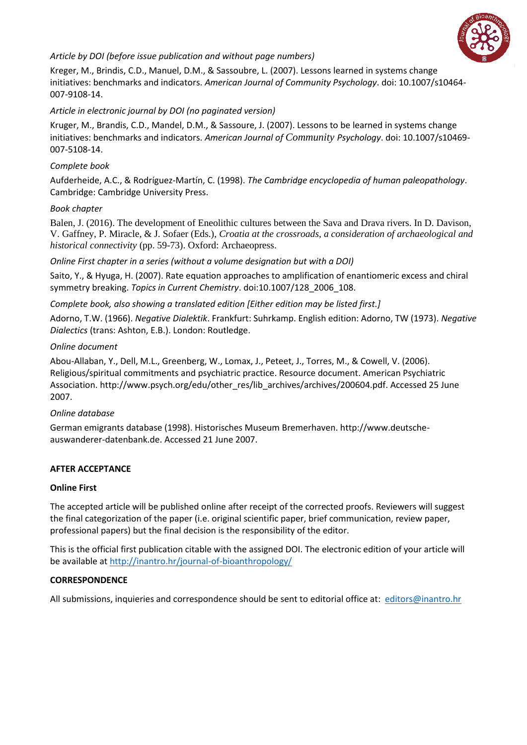*Article by DOI (before issue publication and without page numbers)*

Kreger, M., Brindis, C.D., Manuel, D.M., & Sassoubre, L. (2007). Lessons learned in systems change initiatives: benchmarks and indicators. *American Journal of Community Psychology*. doi: 10.1007/s10464-007-9108-14.

*Article in electronic journal by DOI (no paginated version)*

Kruger, M., Brandis, C.D., Mandel, D.M., & Sassoure, J. (2007). Lessons to be learned in systems change initiatives: benchmarks and indicators. *American Journal of Community Psychology*. doi: 10.1007/s10469-007-5108-14.

*Complete book*

Aufderheide, A.C., & Rodríguez-Martín, C. (1998). *The Cambridge encyclopedia of human paleopathology*. Cambridge: Cambridge University Press.

*Book chapter*

Balen, J. (2016). The development of Eneolithic cultures between the Sava and Drava rivers. In D. Davison, V. Gaffney, P. Miracle, & J. Sofaer (Eds.), *Croatia at the crossroads, a consideration of archaeological and historical connectivity* (pp. 59-73). Oxford: Archaeopress.

*Online First chapter in a series (without a volume designation but with a DOI)*

Saito, Y., & Hyuga, H. (2007). Rate equation approaches to amplification of enantiomeric excess and chiral symmetry breaking. *Topics in Current Chemistry*. doi:10.1007/128_2006_108.

*Complete book, also showing a translated edition [Either edition may be listed first.]*

Adorno, T.W. (1966). *Negative Dialektik*. Frankfurt: Suhrkamp. English edition: Adorno, TW (1973). *Negative Dialectics* (trans: Ashton, E.B.). London: Routledge.

*Online document*

Abou-Allaban, Y., Dell, M.L., Greenberg, W., Lomax, J., Peteet, J., Torres, M., & Cowell, V. (2006). Religious/spiritual commitments and psychiatric practice. Resource document. American Psychiatric Association. http://www.psych.org/edu/other_res/lib_archives/archives/200604.pdf. Accessed 25 June 2007.

*Online database*

German emigrants database (1998). Historisches Museum Bremerhaven. http://www.deutsche-auswanderer-datenbank.de. Accessed 21 June 2007.

## AFTER ACCEPTANCE

### Online First

The accepted article will be published online after receipt of the corrected proofs. Reviewers will suggest the final categorization of the paper (i.e. original scientific paper, brief communication, review paper, professional papers) but the final decision is the responsibility of the editor.

This is the official first publication citable with the assigned DOI. The electronic edition of your article will be available at http://inantro.hr/journal-of-bioanthropology/

## CORRESPONDENCE

All submissions, inquieries and correspondence should be sent to editorial office at: editors@inantro.hr